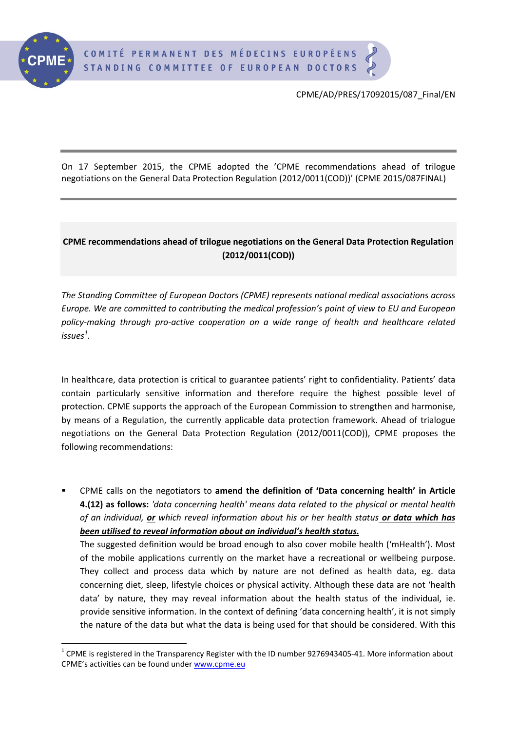CPME/AD/PRES/17092015/087_Final/EN

On 17 September 2015, the CPME adopted the 'CPME recommendations ahead of trilogue negotiations on the General Data Protection Regulation (2012/0011(COD))' (CPME 2015/087FINAL)

## CPME recommendations ahead of trilogue negotiations on the General Data Protection Regulation (2012/0011(COD))

*The Standing Committee of European Doctors (CPME) represents national medical associations across Europe. We are committed to contributing the medical profession's point of view to EU and European policy-making through pro-active cooperation on a wide range of health and healthcare related issues*[1].

In healthcare, data protection is critical to guarantee patients' right to confidentiality. Patients' data contain particularly sensitive information and therefore require the highest possible level of protection. CPME supports the approach of the European Commission to strengthen and harmonise, by means of a Regulation, the currently applicable data protection framework. Ahead of trialogue negotiations on the General Data Protection Regulation (2012/0011(COD)), CPME proposes the following recommendations:

- CPME calls on the negotiators to **amend the definition of 'Data concerning health' in Article 4.(12) as follows:** *'data concerning health' means data related to the physical or mental health of an individual, **<u>or</u>** which reveal information about his or her health status **<u>or data which has been utilised to reveal information about an individual's health status.</u>***

  The suggested definition would be broad enough to also cover mobile health ('mHealth'). Most of the mobile applications currently on the market have a recreational or wellbeing purpose. They collect and process data which by nature are not defined as health data, eg. data concerning diet, sleep, lifestyle choices or physical activity. Although these data are not 'health data' by nature, they may reveal information about the health status of the individual, ie. provide sensitive information. In the context of defining 'data concerning health', it is not simply the nature of the data but what the data is being used for that should be considered. With this

[1] CPME is registered in the Transparency Register with the ID number 9276943405-41. More information about CPME's activities can be found under www.cpme.eu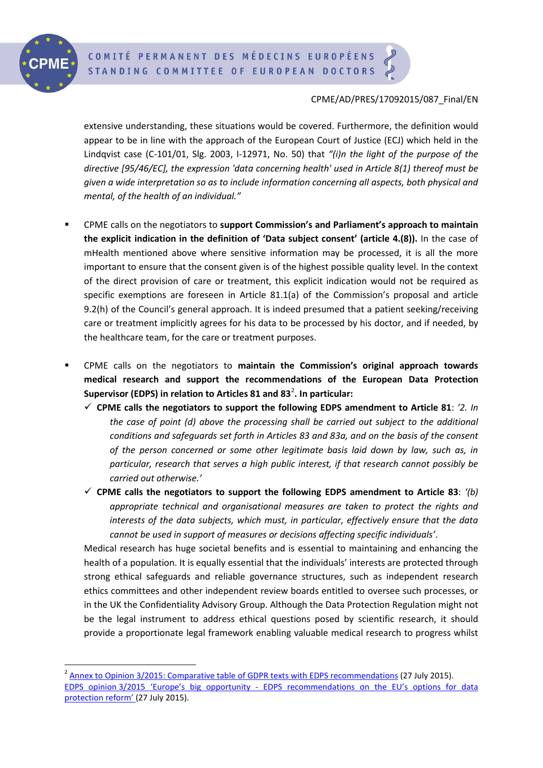extensive understanding, these situations would be covered. Furthermore, the definition would appear to be in line with the approach of the European Court of Justice (ECJ) which held in the Lindqvist case (C-101/01, Slg. 2003, I-12971, No. 50) that *"(i)n the light of the purpose of the directive [95/46/EC], the expression 'data concerning health' used in Article 8(1) thereof must be given a wide interpretation so as to include information concerning all aspects, both physical and mental, of the health of an individual."*

- CPME calls on the negotiators to **support Commission's and Parliament's approach to maintain the explicit indication in the definition of 'Data subject consent' (article 4.(8)).** In the case of mHealth mentioned above where sensitive information may be processed, it is all the more important to ensure that the consent given is of the highest possible quality level. In the context of the direct provision of care or treatment, this explicit indication would not be required as specific exemptions are foreseen in Article 81.1(a) of the Commission's proposal and article 9.2(h) of the Council's general approach. It is indeed presumed that a patient seeking/receiving care or treatment implicitly agrees for his data to be processed by his doctor, and if needed, by the healthcare team, for the care or treatment purposes.

- CPME calls on the negotiators to **maintain the Commission's original approach towards medical research and support the recommendations of the European Data Protection Supervisor (EDPS) in relation to Articles 81 and 83[2]. In particular:**
  - ✓ **CPME calls the negotiators to support the following EDPS amendment to Article 81**: *'2. In the case of point (d) above the processing shall be carried out subject to the additional conditions and safeguards set forth in Articles 83 and 83a, and on the basis of the consent of the person concerned or some other legitimate basis laid down by law, such as, in particular, research that serves a high public interest, if that research cannot possibly be carried out otherwise.'*
  - ✓ **CPME calls the negotiators to support the following EDPS amendment to Article 83**: *'(b) appropriate technical and organisational measures are taken to protect the rights and interests of the data subjects, which must, in particular, effectively ensure that the data cannot be used in support of measures or decisions affecting specific individuals'*.

  Medical research has huge societal benefits and is essential to maintaining and enhancing the health of a population. It is equally essential that the individuals' interests are protected through strong ethical safeguards and reliable governance structures, such as independent research ethics committees and other independent review boards entitled to oversee such processes, or in the UK the Confidentiality Advisory Group. Although the Data Protection Regulation might not be the legal instrument to address ethical questions posed by scientific research, it should provide a proportionate legal framework enabling valuable medical research to progress whilst

---

[2] Annex to Opinion 3/2015: Comparative table of GDPR texts with EDPS recommendations (27 July 2015).
EDPS opinion 3/2015 'Europe's big opportunity - EDPS recommendations on the EU's options for data protection reform' (27 July 2015).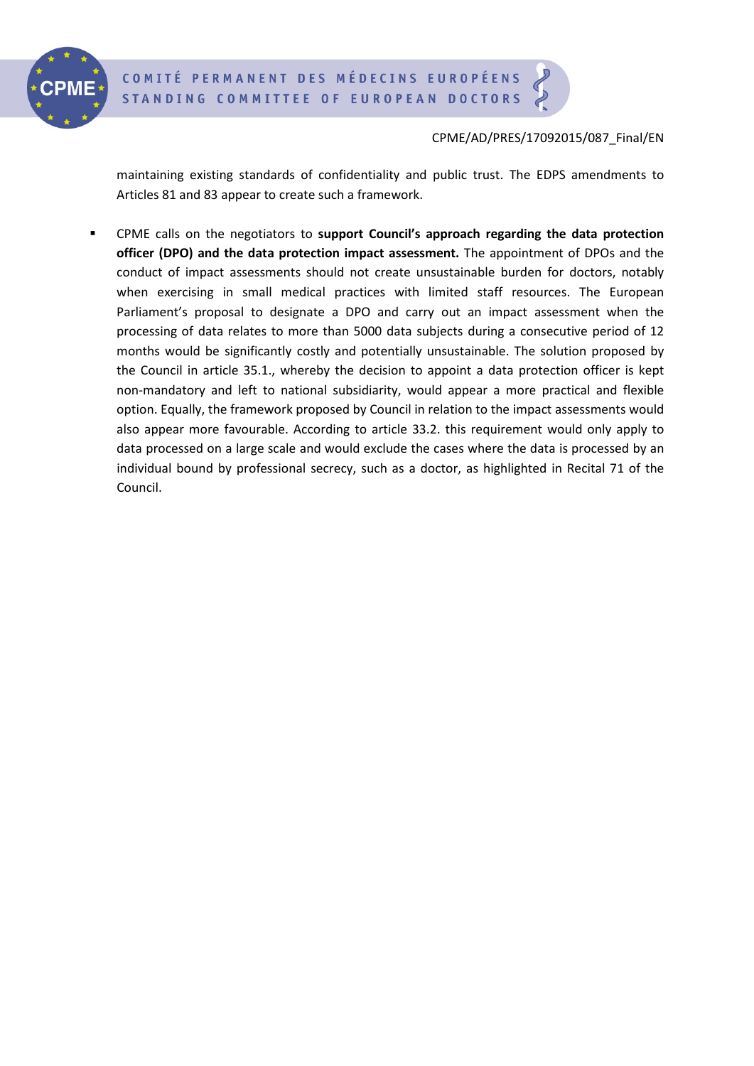maintaining existing standards of confidentiality and public trust. The EDPS amendments to Articles 81 and 83 appear to create such a framework.

- CPME calls on the negotiators to **support Council's approach regarding the data protection officer (DPO) and the data protection impact assessment.** The appointment of DPOs and the conduct of impact assessments should not create unsustainable burden for doctors, notably when exercising in small medical practices with limited staff resources. The European Parliament's proposal to designate a DPO and carry out an impact assessment when the processing of data relates to more than 5000 data subjects during a consecutive period of 12 months would be significantly costly and potentially unsustainable. The solution proposed by the Council in article 35.1., whereby the decision to appoint a data protection officer is kept non-mandatory and left to national subsidiarity, would appear a more practical and flexible option. Equally, the framework proposed by Council in relation to the impact assessments would also appear more favourable. According to article 33.2. this requirement would only apply to data processed on a large scale and would exclude the cases where the data is processed by an individual bound by professional secrecy, such as a doctor, as highlighted in Recital 71 of the Council.